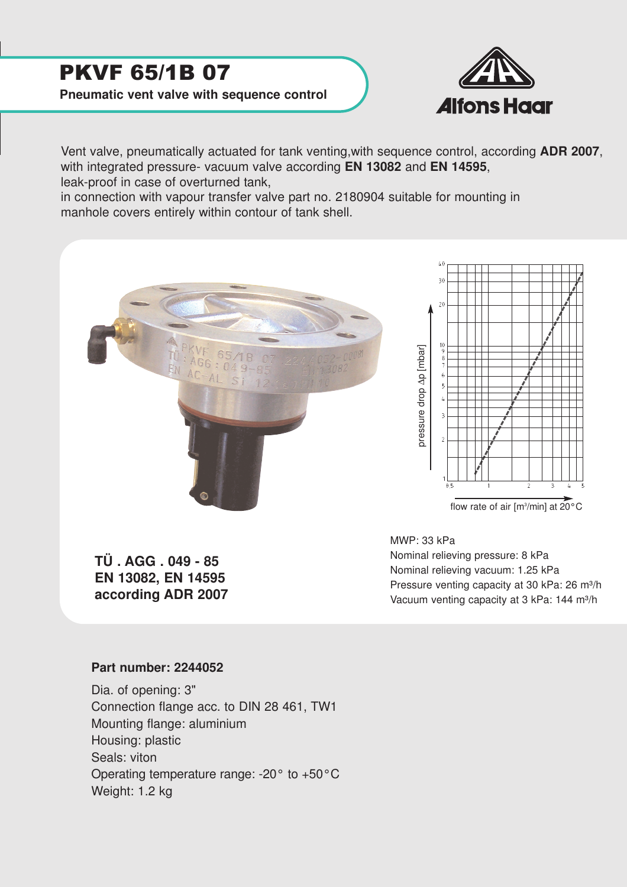# PKVF 65/1B 07

**Pneumatic vent valve with sequence control**

Vent valve, pneumatically actuated for tank venting,with sequence control, according **ADR 2007**, with integrated pressure- vacuum valve according **EN 13082** and **EN 14595**, leak-proof in case of overturned tank, in connection with vapour transfer valve part no. 2180904 suitable for mounting in manhole covers entirely within contour of tank shell.

**TÜ . AGG . 049 - 85**
**EN 13082, EN 14595**
**according ADR 2007**

MWP: 33 kPa
Nominal relieving pressure: 8 kPa
Nominal relieving vacuum: 1.25 kPa
Pressure venting capacity at 30 kPa: 26 m³/h
Vacuum venting capacity at 3 kPa: 144 m³/h

**Part number: 2244052**

Dia. of opening: 3"
Connection flange acc. to DIN 28 461, TW1
Mounting flange: aluminium
Housing: plastic
Seals: viton
Operating temperature range: -20° to +50°C
Weight: 1.2 kg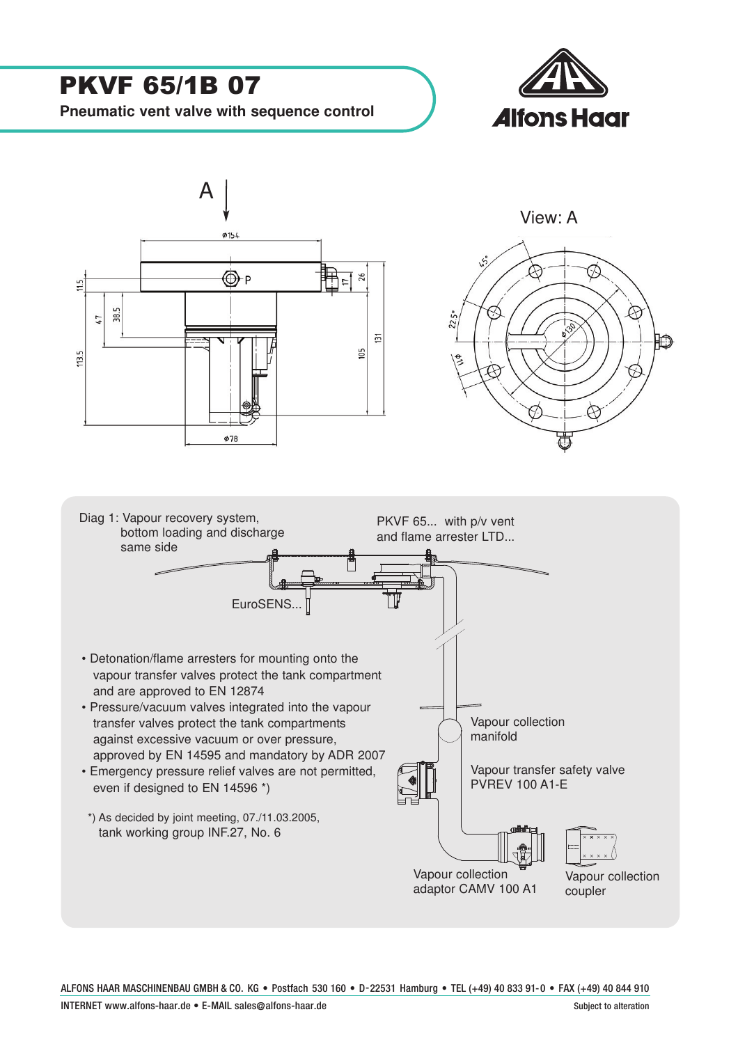# PKVF 65/1B 07

**Pneumatic vent valve with sequence control**

A

View: A

Diag 1: Vapour recovery system, bottom loading and discharge same side

PKVF 65... with p/v vent and flame arrester LTD...

EuroSENS...

- Detonation/flame arresters for mounting onto the vapour transfer valves protect the tank compartment and are approved to EN 12874
- Pressure/vacuum valves integrated into the vapour transfer valves protect the tank compartments against excessive vacuum or over pressure, approved by EN 14595 and mandatory by ADR 2007
- Emergency pressure relief valves are not permitted, even if designed to EN 14596 *)

*) As decided by joint meeting, 07./11.03.2005, tank working group INF.27, No. 6

Vapour collection manifold

Vapour transfer safety valve PVREV 100 A1-E

Vapour collection adaptor CAMV 100 A1

Vapour collection coupler

ALFONS HAAR MASCHINENBAU GMBH & CO. KG • Postfach 530 160 • D-22531 Hamburg • TEL (+49) 40 833 91-0 • FAX (+49) 40 844 910
INTERNET www.alfons-haar.de • E-MAIL sales@alfons-haar.de

Subject to alteration